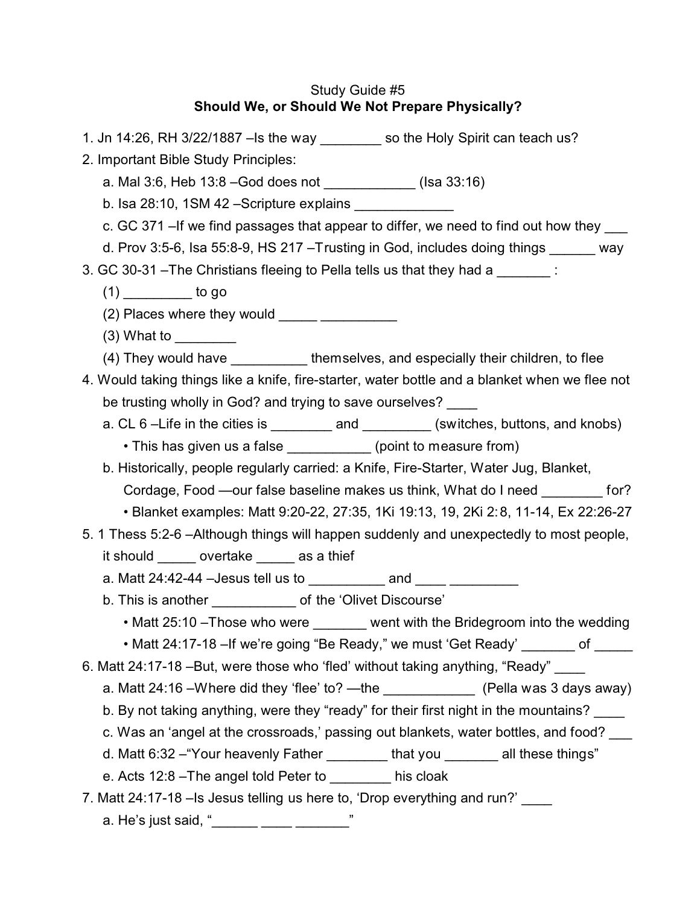Study Guide #5

**Should We, or Should We Not Prepare Physically?**

1. Jn 14:26, RH 3/22/1887 –Is the way ________ so the Holy Spirit can teach us?
2. Important Bible Study Principles:
   a. Mal 3:6, Heb 13:8 –God does not ____________ (Isa 33:16)
   b. Isa 28:10, 1SM 42 –Scripture explains _____________
   c. GC 371 –If we find passages that appear to differ, we need to find out how they ___
   d. Prov 3:5-6, Isa 55:8-9, HS 217 –Trusting in God, includes doing things ______ way
3. GC 30-31 –The Christians fleeing to Pella tells us that they had a _______ :
   (1) _________ to go
   (2) Places where they would _____ __________
   (3) What to ________
   (4) They would have __________ themselves, and especially their children, to flee
4. Would taking things like a knife, fire-starter, water bottle and a blanket when we flee not be trusting wholly in God? and trying to save ourselves? ____
   a. CL 6 –Life in the cities is ________ and _________ (switches, buttons, and knobs)
      • This has given us a false ___________ (point to measure from)
   b. Historically, people regularly carried: a Knife, Fire-Starter, Water Jug, Blanket, Cordage, Food —our false baseline makes us think, What do I need ________ for?
      • Blanket examples: Matt 9:20-22, 27:35, 1Ki 19:13, 19, 2Ki 2:8, 11-14, Ex 22:26-27
5. 1 Thess 5:2-6 –Although things will happen suddenly and unexpectedly to most people, it should _____ overtake _____ as a thief
   a. Matt 24:42-44 –Jesus tell us to __________ and ____ _________
   b. This is another ___________ of the 'Olivet Discourse'
      • Matt 25:10 –Those who were _______ went with the Bridegroom into the wedding
      • Matt 24:17-18 –If we're going "Be Ready," we must 'Get Ready' _______ of _____
6. Matt 24:17-18 –But, were those who 'fled' without taking anything, "Ready" ____
   a. Matt 24:16 –Where did they 'flee' to? —the ____________ (Pella was 3 days away)
   b. By not taking anything, were they "ready" for their first night in the mountains? ____
   c. Was an 'angel at the crossroads,' passing out blankets, water bottles, and food? ___
   d. Matt 6:32 –"Your heavenly Father ________ that you _______ all these things"
   e. Acts 12:8 –The angel told Peter to ________ his cloak
7. Matt 24:17-18 –Is Jesus telling us here to, 'Drop everything and run?' ____
   a. He's just said, "______ ____ _______"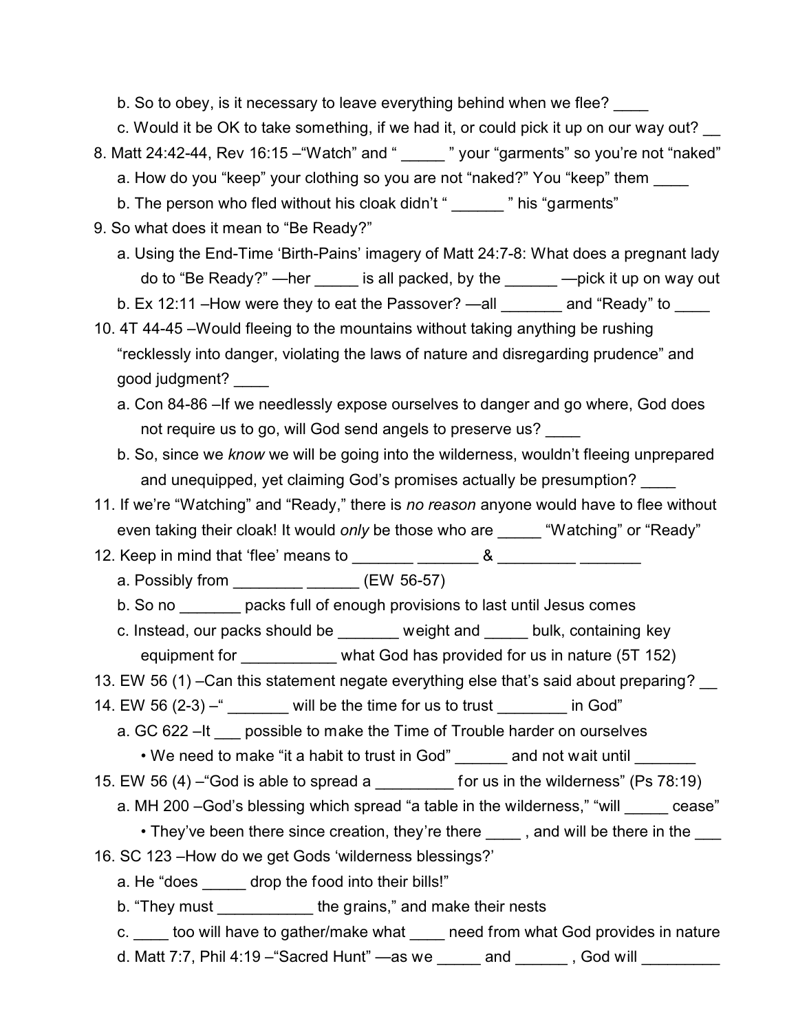b. So to obey, is it necessary to leave everything behind when we flee? ____

   c. Would it be OK to take something, if we had it, or could pick it up on our way out? __

8. Matt 24:42-44, Rev 16:15 –"Watch" and " _____ " your "garments" so you're not "naked"

   a. How do you "keep" your clothing so you are not "naked?" You "keep" them ____

   b. The person who fled without his cloak didn't " ______ " his "garments"

9. So what does it mean to "Be Ready?"

   a. Using the End-Time 'Birth-Pains' imagery of Matt 24:7-8: What does a pregnant lady do to "Be Ready?" —her _____ is all packed, by the ______ —pick it up on way out

   b. Ex 12:11 –How were they to eat the Passover? —all _______ and "Ready" to ____

10. 4T 44-45 –Would fleeing to the mountains without taking anything be rushing "recklessly into danger, violating the laws of nature and disregarding prudence" and good judgment? ____

    a. Con 84-86 –If we needlessly expose ourselves to danger and go where, God does not require us to go, will God send angels to preserve us? ____

    b. So, since we *know* we will be going into the wilderness, wouldn't fleeing unprepared and unequipped, yet claiming God's promises actually be presumption? ____

11. If we're "Watching" and "Ready," there is *no reason* anyone would have to flee without even taking their cloak! It would *only* be those who are _____ "Watching" or "Ready"

12. Keep in mind that 'flee' means to _______ _______ & _________ _______

    a. Possibly from ________ ______ (EW 56-57)

    b. So no _______ packs full of enough provisions to last until Jesus comes

    c. Instead, our packs should be _______ weight and _____ bulk, containing key equipment for ___________ what God has provided for us in nature (5T 152)

13. EW 56 (1) –Can this statement negate everything else that's said about preparing? __

14. EW 56 (2-3) –" _______ will be the time for us to trust ________ in God"

    a. GC 622 –It ___ possible to make the Time of Trouble harder on ourselves

       • We need to make "it a habit to trust in God" ______ and not wait until _______

15. EW 56 (4) –"God is able to spread a _________ for us in the wilderness" (Ps 78:19)

    a. MH 200 –God's blessing which spread "a table in the wilderness," "will _____ cease"

       • They've been there since creation, they're there ____ , and will be there in the ___

16. SC 123 –How do we get Gods 'wilderness blessings?'

    a. He "does _____ drop the food into their bills!"

    b. "They must ___________ the grains," and make their nests

    c. ____ too will have to gather/make what ____ need from what God provides in nature

    d. Matt 7:7, Phil 4:19 –"Sacred Hunt" —as we _____ and ______ , God will _________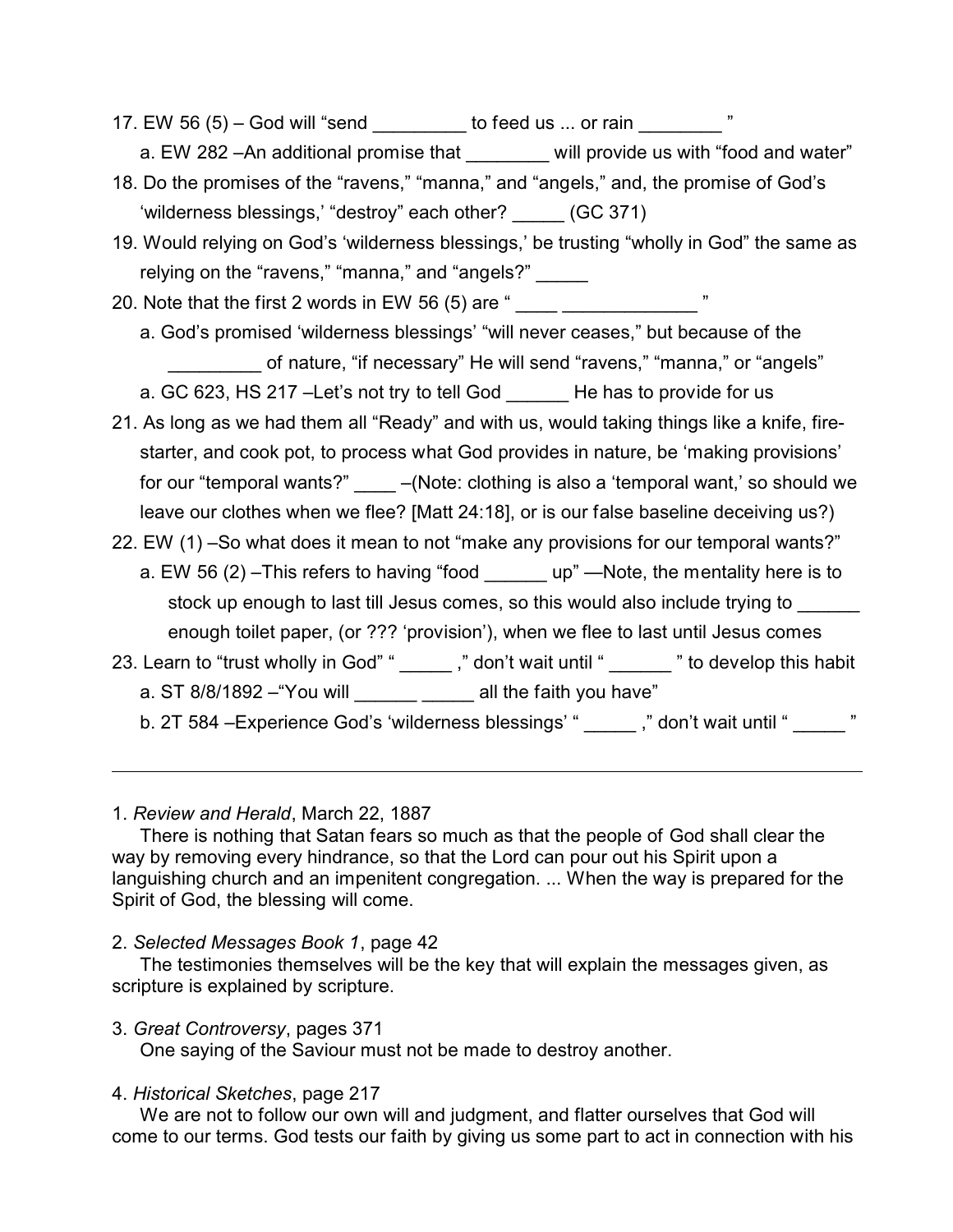17. EW 56 (5) – God will "send _________ to feed us ... or rain ________ "
    a. EW 282 –An additional promise that ________ will provide us with "food and water"
18. Do the promises of the "ravens," "manna," and "angels," and, the promise of God's 'wilderness blessings,' "destroy" each other? _____ (GC 371)
19. Would relying on God's 'wilderness blessings,' be trusting "wholly in God" the same as relying on the "ravens," "manna," and "angels?" _____
20. Note that the first 2 words in EW 56 (5) are " ____ _____________ "
    a. God's promised 'wilderness blessings' "will never ceases," but because of the _________ of nature, "if necessary" He will send "ravens," "manna," or "angels"
    a. GC 623, HS 217 –Let's not try to tell God ______ He has to provide for us
21. As long as we had them all "Ready" and with us, would taking things like a knife, fire-starter, and cook pot, to process what God provides in nature, be 'making provisions' for our "temporal wants?" ____ –(Note: clothing is also a 'temporal want,' so should we leave our clothes when we flee? [Matt 24:18], or is our false baseline deceiving us?)
22. EW (1) –So what does it mean to not "make any provisions for our temporal wants?"
    a. EW 56 (2) –This refers to having "food ______ up" —Note, the mentality here is to stock up enough to last till Jesus comes, so this would also include trying to ______ enough toilet paper, (or ??? 'provision'), when we flee to last until Jesus comes
23. Learn to "trust wholly in God" " _____ ," don't wait until " ______ " to develop this habit
    a. ST 8/8/1892 –"You will ______ _____ all the faith you have"
    b. 2T 584 –Experience God's 'wilderness blessings' " _____ ," don't wait until " _____ "

---

1. *Review and Herald*, March 22, 1887
   There is nothing that Satan fears so much as that the people of God shall clear the way by removing every hindrance, so that the Lord can pour out his Spirit upon a languishing church and an impenitent congregation. ... When the way is prepared for the Spirit of God, the blessing will come.

2. *Selected Messages Book 1*, page 42
   The testimonies themselves will be the key that will explain the messages given, as scripture is explained by scripture.

3. *Great Controversy*, pages 371
   One saying of the Saviour must not be made to destroy another.

4. *Historical Sketches*, page 217
   We are not to follow our own will and judgment, and flatter ourselves that God will come to our terms. God tests our faith by giving us some part to act in connection with his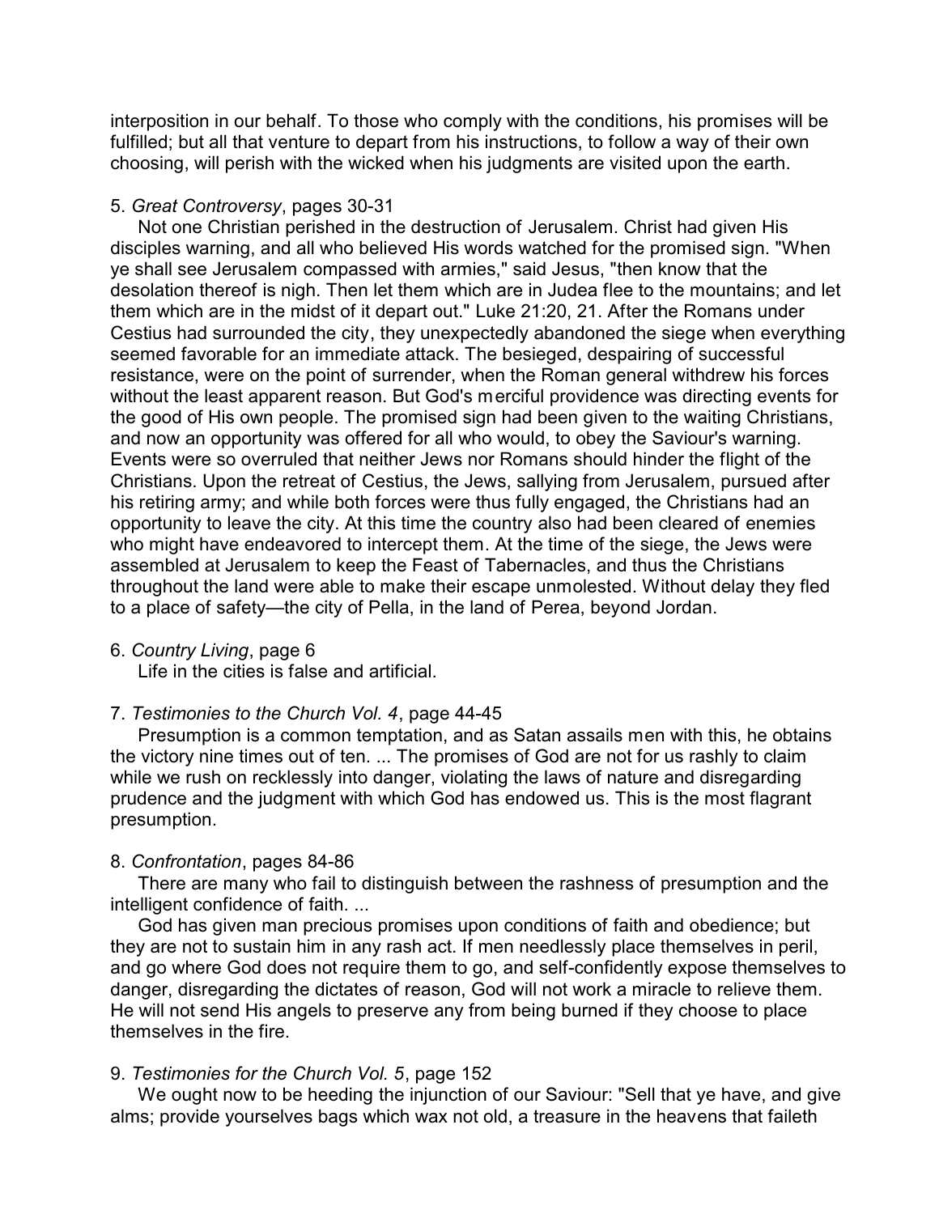interposition in our behalf. To those who comply with the conditions, his promises will be fulfilled; but all that venture to depart from his instructions, to follow a way of their own choosing, will perish with the wicked when his judgments are visited upon the earth.

5. *Great Controversy*, pages 30-31

Not one Christian perished in the destruction of Jerusalem. Christ had given His disciples warning, and all who believed His words watched for the promised sign. "When ye shall see Jerusalem compassed with armies," said Jesus, "then know that the desolation thereof is nigh. Then let them which are in Judea flee to the mountains; and let them which are in the midst of it depart out." Luke 21:20, 21. After the Romans under Cestius had surrounded the city, they unexpectedly abandoned the siege when everything seemed favorable for an immediate attack. The besieged, despairing of successful resistance, were on the point of surrender, when the Roman general withdrew his forces without the least apparent reason. But God's merciful providence was directing events for the good of His own people. The promised sign had been given to the waiting Christians, and now an opportunity was offered for all who would, to obey the Saviour's warning. Events were so overruled that neither Jews nor Romans should hinder the flight of the Christians. Upon the retreat of Cestius, the Jews, sallying from Jerusalem, pursued after his retiring army; and while both forces were thus fully engaged, the Christians had an opportunity to leave the city. At this time the country also had been cleared of enemies who might have endeavored to intercept them. At the time of the siege, the Jews were assembled at Jerusalem to keep the Feast of Tabernacles, and thus the Christians throughout the land were able to make their escape unmolested. Without delay they fled to a place of safety—the city of Pella, in the land of Perea, beyond Jordan.

6. *Country Living*, page 6

Life in the cities is false and artificial.

7. *Testimonies to the Church Vol. 4*, page 44-45

Presumption is a common temptation, and as Satan assails men with this, he obtains the victory nine times out of ten. ... The promises of God are not for us rashly to claim while we rush on recklessly into danger, violating the laws of nature and disregarding prudence and the judgment with which God has endowed us. This is the most flagrant presumption.

8. *Confrontation*, pages 84-86

There are many who fail to distinguish between the rashness of presumption and the intelligent confidence of faith. ...

God has given man precious promises upon conditions of faith and obedience; but they are not to sustain him in any rash act. If men needlessly place themselves in peril, and go where God does not require them to go, and self-confidently expose themselves to danger, disregarding the dictates of reason, God will not work a miracle to relieve them. He will not send His angels to preserve any from being burned if they choose to place themselves in the fire.

9. *Testimonies for the Church Vol. 5*, page 152

We ought now to be heeding the injunction of our Saviour: "Sell that ye have, and give alms; provide yourselves bags which wax not old, a treasure in the heavens that faileth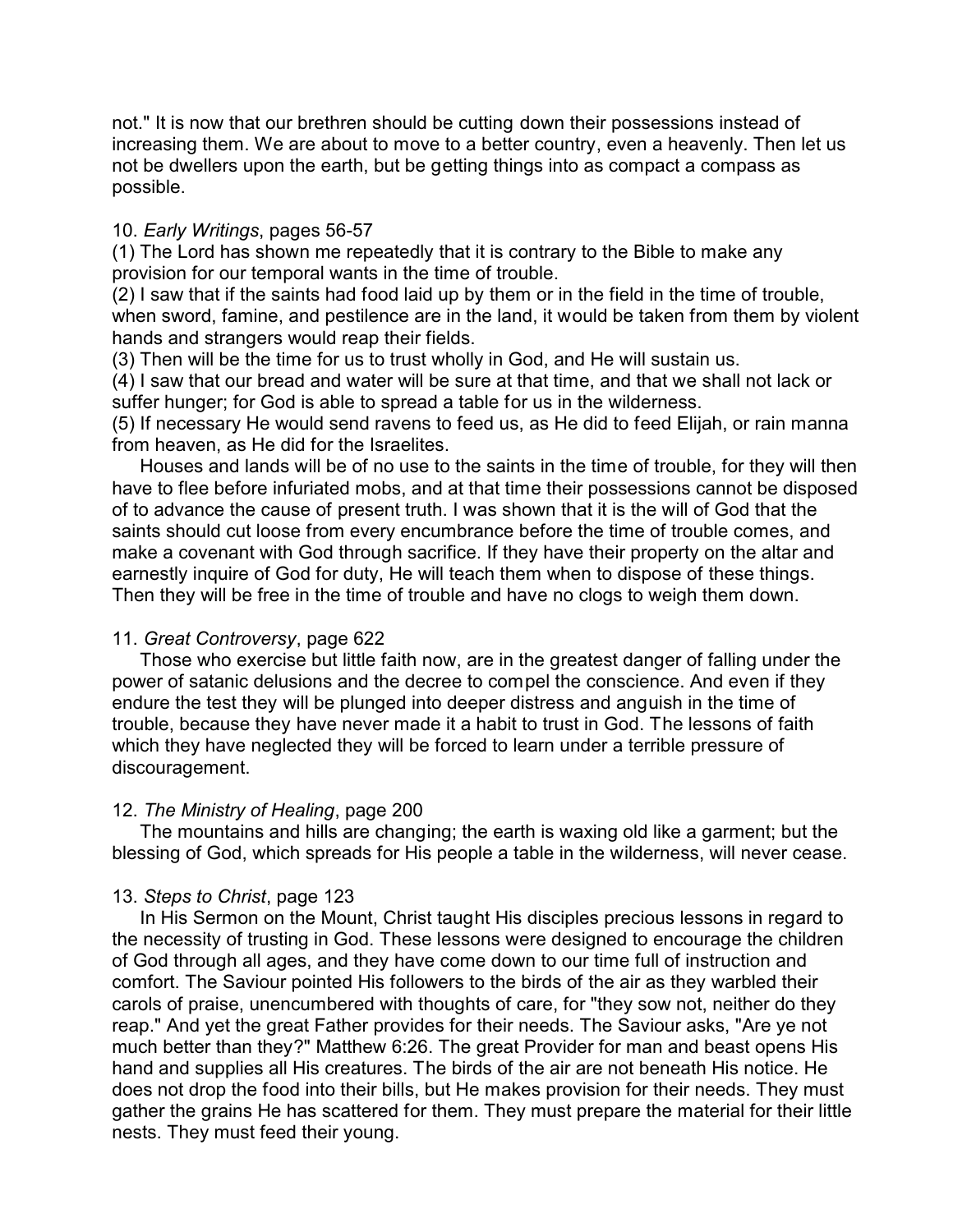not." It is now that our brethren should be cutting down their possessions instead of increasing them. We are about to move to a better country, even a heavenly. Then let us not be dwellers upon the earth, but be getting things into as compact a compass as possible.

10. *Early Writings*, pages 56-57

(1) The Lord has shown me repeatedly that it is contrary to the Bible to make any provision for our temporal wants in the time of trouble.
(2) I saw that if the saints had food laid up by them or in the field in the time of trouble, when sword, famine, and pestilence are in the land, it would be taken from them by violent hands and strangers would reap their fields.
(3) Then will be the time for us to trust wholly in God, and He will sustain us.
(4) I saw that our bread and water will be sure at that time, and that we shall not lack or suffer hunger; for God is able to spread a table for us in the wilderness.
(5) If necessary He would send ravens to feed us, as He did to feed Elijah, or rain manna from heaven, as He did for the Israelites.

Houses and lands will be of no use to the saints in the time of trouble, for they will then have to flee before infuriated mobs, and at that time their possessions cannot be disposed of to advance the cause of present truth. I was shown that it is the will of God that the saints should cut loose from every encumbrance before the time of trouble comes, and make a covenant with God through sacrifice. If they have their property on the altar and earnestly inquire of God for duty, He will teach them when to dispose of these things. Then they will be free in the time of trouble and have no clogs to weigh them down.

11. *Great Controversy*, page 622

Those who exercise but little faith now, are in the greatest danger of falling under the power of satanic delusions and the decree to compel the conscience. And even if they endure the test they will be plunged into deeper distress and anguish in the time of trouble, because they have never made it a habit to trust in God. The lessons of faith which they have neglected they will be forced to learn under a terrible pressure of discouragement.

12. *The Ministry of Healing*, page 200

The mountains and hills are changing; the earth is waxing old like a garment; but the blessing of God, which spreads for His people a table in the wilderness, will never cease.

13. *Steps to Christ*, page 123

In His Sermon on the Mount, Christ taught His disciples precious lessons in regard to the necessity of trusting in God. These lessons were designed to encourage the children of God through all ages, and they have come down to our time full of instruction and comfort. The Saviour pointed His followers to the birds of the air as they warbled their carols of praise, unencumbered with thoughts of care, for "they sow not, neither do they reap." And yet the great Father provides for their needs. The Saviour asks, "Are ye not much better than they?" Matthew 6:26. The great Provider for man and beast opens His hand and supplies all His creatures. The birds of the air are not beneath His notice. He does not drop the food into their bills, but He makes provision for their needs. They must gather the grains He has scattered for them. They must prepare the material for their little nests. They must feed their young.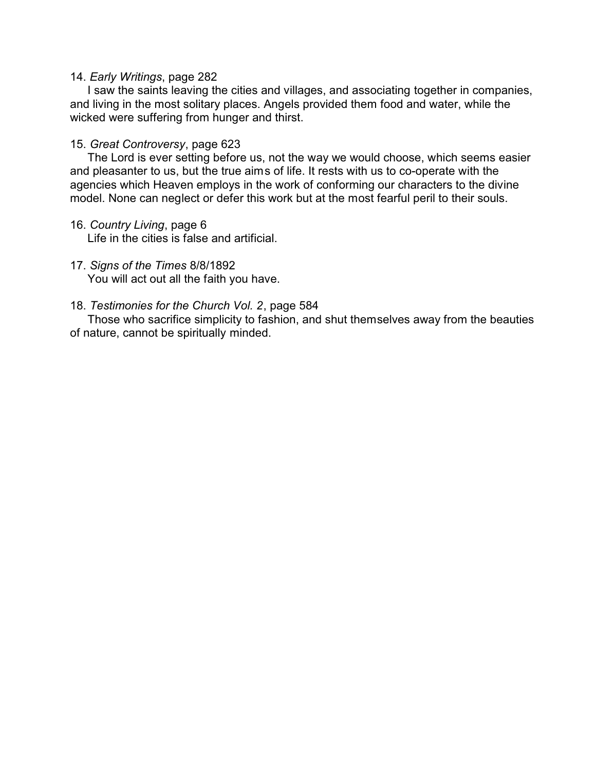14. *Early Writings*, page 282

I saw the saints leaving the cities and villages, and associating together in companies, and living in the most solitary places. Angels provided them food and water, while the wicked were suffering from hunger and thirst.

15. *Great Controversy*, page 623

The Lord is ever setting before us, not the way we would choose, which seems easier and pleasanter to us, but the true aims of life. It rests with us to co-operate with the agencies which Heaven employs in the work of conforming our characters to the divine model. None can neglect or defer this work but at the most fearful peril to their souls.

16. *Country Living*, page 6

Life in the cities is false and artificial.

17. *Signs of the Times* 8/8/1892

You will act out all the faith you have.

18. *Testimonies for the Church Vol. 2*, page 584

Those who sacrifice simplicity to fashion, and shut themselves away from the beauties of nature, cannot be spiritually minded.